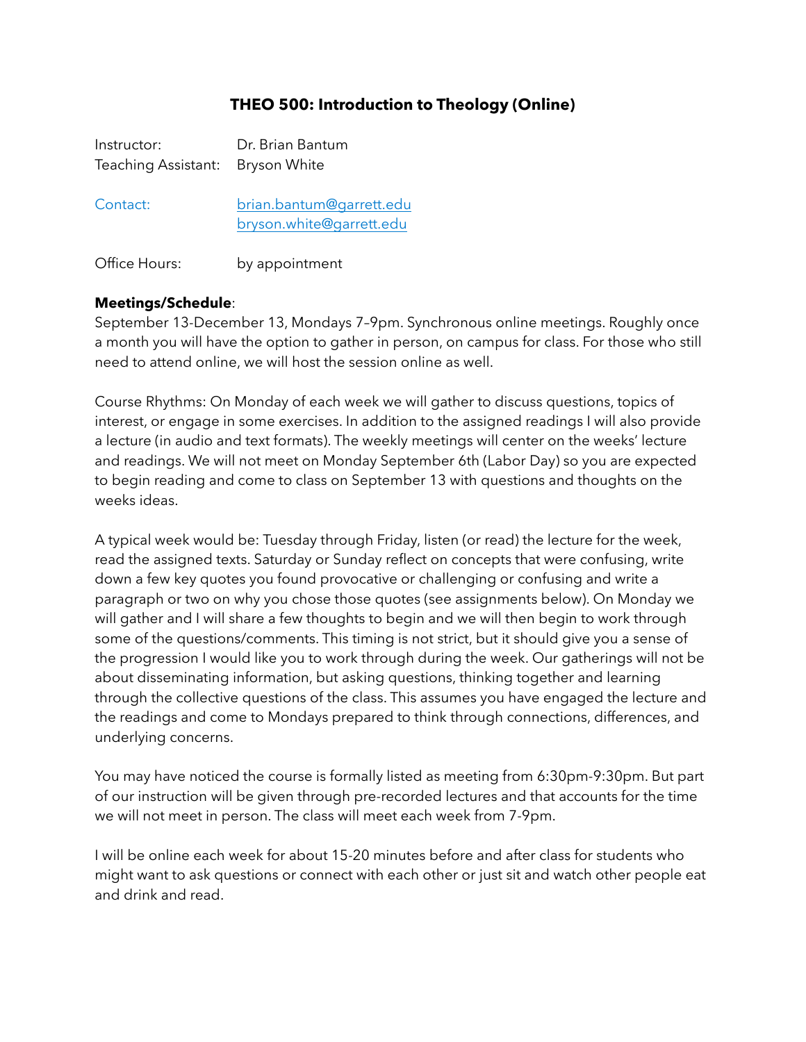# THEO 500: Introduction to Theology (Online)

Instructor: Dr. Brian Bantum
Teaching Assistant: Bryson White

Contact: brian.bantum@garrett.edu
bryson.white@garrett.edu

Office Hours: by appointment

**Meetings/Schedule**:
September 13-December 13, Mondays 7–9pm. Synchronous online meetings. Roughly once a month you will have the option to gather in person, on campus for class. For those who still need to attend online, we will host the session online as well.

Course Rhythms: On Monday of each week we will gather to discuss questions, topics of interest, or engage in some exercises. In addition to the assigned readings I will also provide a lecture (in audio and text formats). The weekly meetings will center on the weeks' lecture and readings. We will not meet on Monday September 6th (Labor Day) so you are expected to begin reading and come to class on September 13 with questions and thoughts on the weeks ideas.

A typical week would be: Tuesday through Friday, listen (or read) the lecture for the week, read the assigned texts. Saturday or Sunday reflect on concepts that were confusing, write down a few key quotes you found provocative or challenging or confusing and write a paragraph or two on why you chose those quotes (see assignments below). On Monday we will gather and I will share a few thoughts to begin and we will then begin to work through some of the questions/comments. This timing is not strict, but it should give you a sense of the progression I would like you to work through during the week. Our gatherings will not be about disseminating information, but asking questions, thinking together and learning through the collective questions of the class. This assumes you have engaged the lecture and the readings and come to Mondays prepared to think through connections, differences, and underlying concerns.

You may have noticed the course is formally listed as meeting from 6:30pm-9:30pm. But part of our instruction will be given through pre-recorded lectures and that accounts for the time we will not meet in person. The class will meet each week from 7-9pm.

I will be online each week for about 15-20 minutes before and after class for students who might want to ask questions or connect with each other or just sit and watch other people eat and drink and read.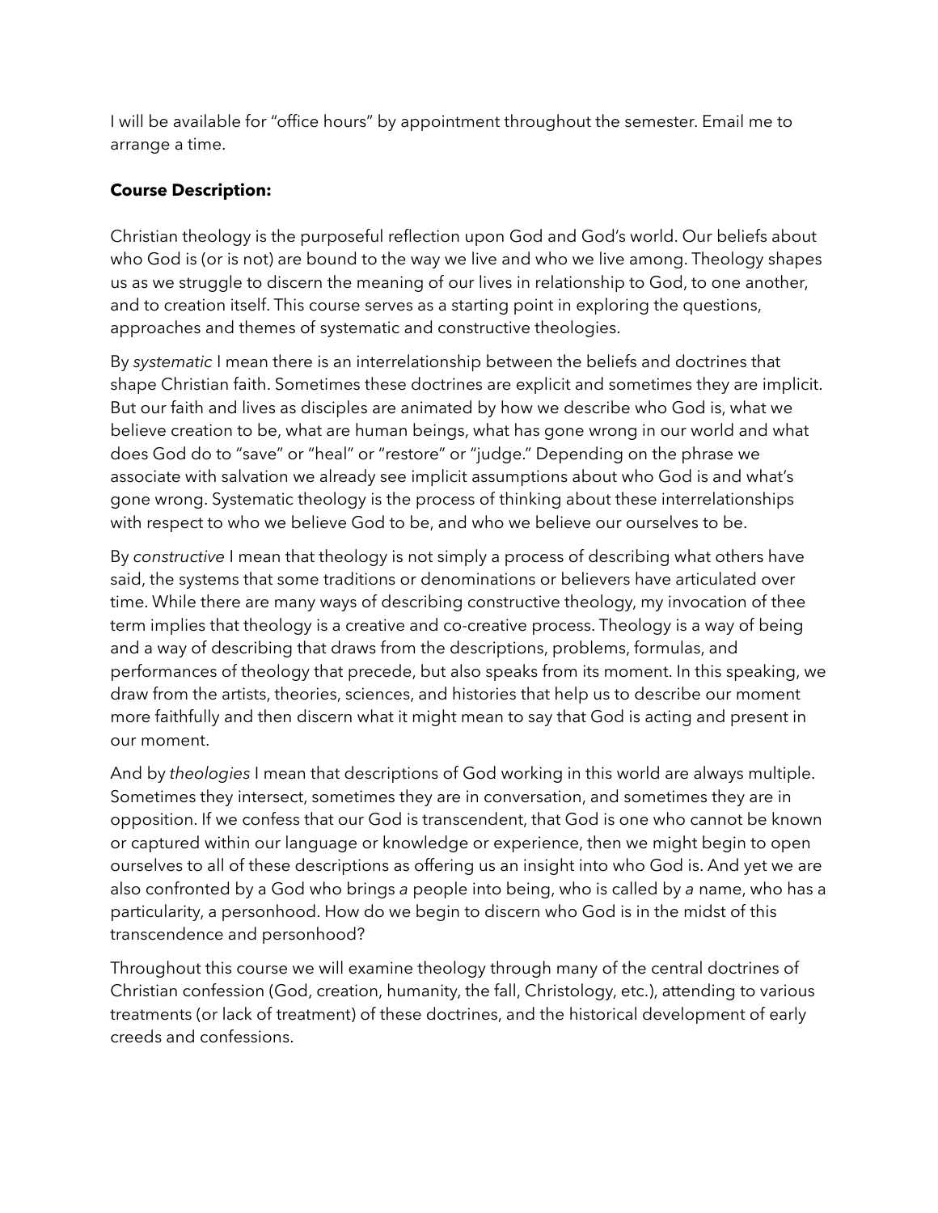I will be available for "office hours" by appointment throughout the semester. Email me to arrange a time.

**Course Description:**

Christian theology is the purposeful reflection upon God and God's world. Our beliefs about who God is (or is not) are bound to the way we live and who we live among. Theology shapes us as we struggle to discern the meaning of our lives in relationship to God, to one another, and to creation itself. This course serves as a starting point in exploring the questions, approaches and themes of systematic and constructive theologies.

By *systematic* I mean there is an interrelationship between the beliefs and doctrines that shape Christian faith. Sometimes these doctrines are explicit and sometimes they are implicit. But our faith and lives as disciples are animated by how we describe who God is, what we believe creation to be, what are human beings, what has gone wrong in our world and what does God do to "save" or "heal" or "restore" or "judge." Depending on the phrase we associate with salvation we already see implicit assumptions about who God is and what's gone wrong. Systematic theology is the process of thinking about these interrelationships with respect to who we believe God to be, and who we believe our ourselves to be.

By *constructive* I mean that theology is not simply a process of describing what others have said, the systems that some traditions or denominations or believers have articulated over time. While there are many ways of describing constructive theology, my invocation of thee term implies that theology is a creative and co-creative process. Theology is a way of being and a way of describing that draws from the descriptions, problems, formulas, and performances of theology that precede, but also speaks from its moment. In this speaking, we draw from the artists, theories, sciences, and histories that help us to describe our moment more faithfully and then discern what it might mean to say that God is acting and present in our moment.

And by *theologies* I mean that descriptions of God working in this world are always multiple. Sometimes they intersect, sometimes they are in conversation, and sometimes they are in opposition. If we confess that our God is transcendent, that God is one who cannot be known or captured within our language or knowledge or experience, then we might begin to open ourselves to all of these descriptions as offering us an insight into who God is. And yet we are also confronted by a God who brings *a* people into being, who is called by *a* name, who has a particularity, a personhood. How do we begin to discern who God is in the midst of this transcendence and personhood?

Throughout this course we will examine theology through many of the central doctrines of Christian confession (God, creation, humanity, the fall, Christology, etc.), attending to various treatments (or lack of treatment) of these doctrines, and the historical development of early creeds and confessions.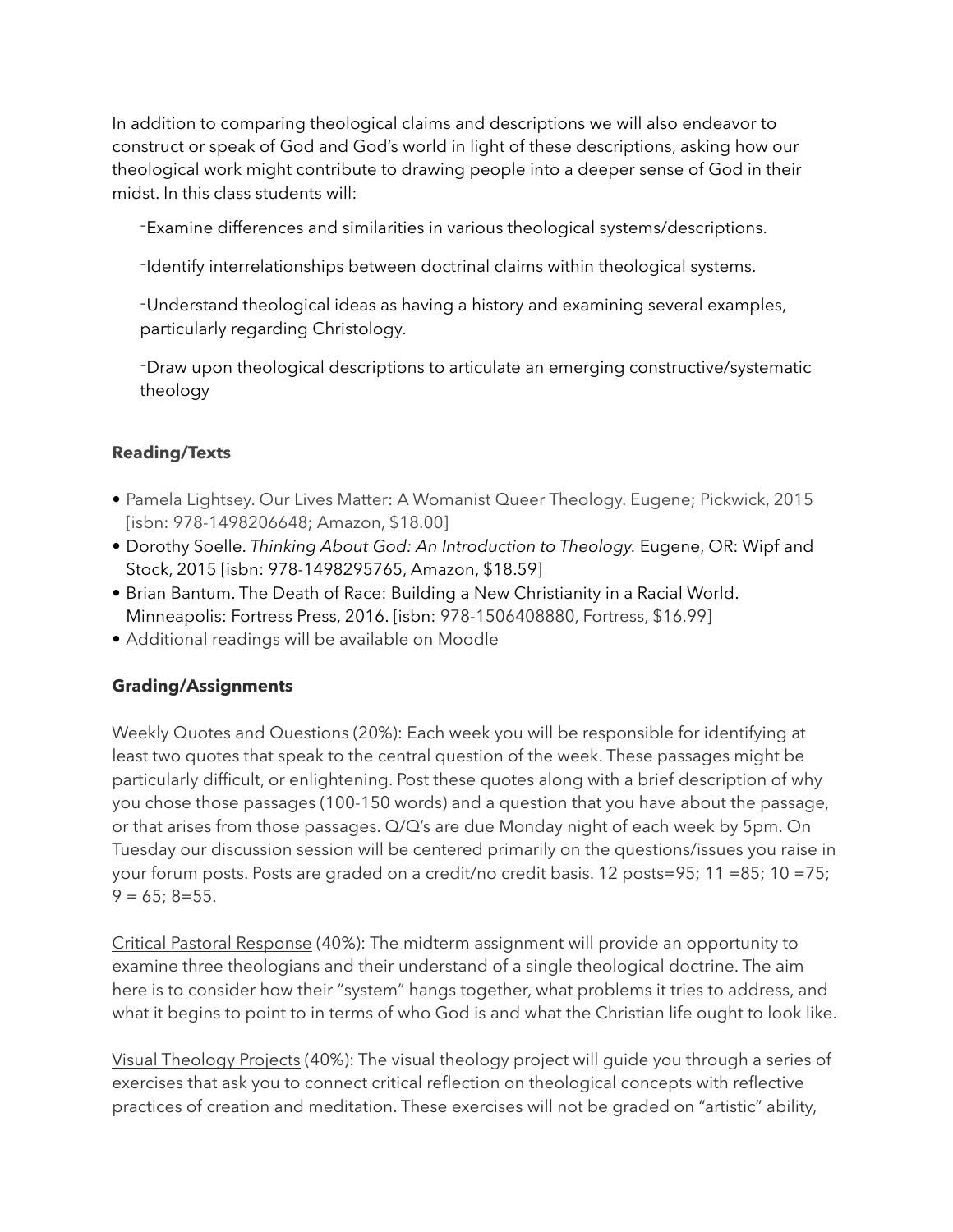In addition to comparing theological claims and descriptions we will also endeavor to construct or speak of God and God's world in light of these descriptions, asking how our theological work might contribute to drawing people into a deeper sense of God in their midst. In this class students will:

- Examine differences and similarities in various theological systems/descriptions.
- Identify interrelationships between doctrinal claims within theological systems.
- Understand theological ideas as having a history and examining several examples, particularly regarding Christology.
- Draw upon theological descriptions to articulate an emerging constructive/systematic theology

**Reading/Texts**

- Pamela Lightsey. Our Lives Matter: A Womanist Queer Theology. Eugene; Pickwick, 2015 [isbn: 978-1498206648; Amazon, $18.00]
- Dorothy Soelle. *Thinking About God: An Introduction to Theology.* Eugene, OR: Wipf and Stock, 2015 [isbn: 978-1498295765, Amazon, $18.59]
- Brian Bantum. The Death of Race: Building a New Christianity in a Racial World. Minneapolis: Fortress Press, 2016. [isbn: 978-1506408880, Fortress, $16.99]
- Additional readings will be available on Moodle

**Grading/Assignments**

Weekly Quotes and Questions (20%): Each week you will be responsible for identifying at least two quotes that speak to the central question of the week. These passages might be particularly difficult, or enlightening. Post these quotes along with a brief description of why you chose those passages (100-150 words) and a question that you have about the passage, or that arises from those passages. Q/Q's are due Monday night of each week by 5pm. On Tuesday our discussion session will be centered primarily on the questions/issues you raise in your forum posts. Posts are graded on a credit/no credit basis. 12 posts=95; 11 =85; 10 =75; 9 = 65; 8=55.

Critical Pastoral Response (40%): The midterm assignment will provide an opportunity to examine three theologians and their understand of a single theological doctrine. The aim here is to consider how their "system" hangs together, what problems it tries to address, and what it begins to point to in terms of who God is and what the Christian life ought to look like.

Visual Theology Projects (40%): The visual theology project will guide you through a series of exercises that ask you to connect critical reflection on theological concepts with reflective practices of creation and meditation. These exercises will not be graded on "artistic" ability,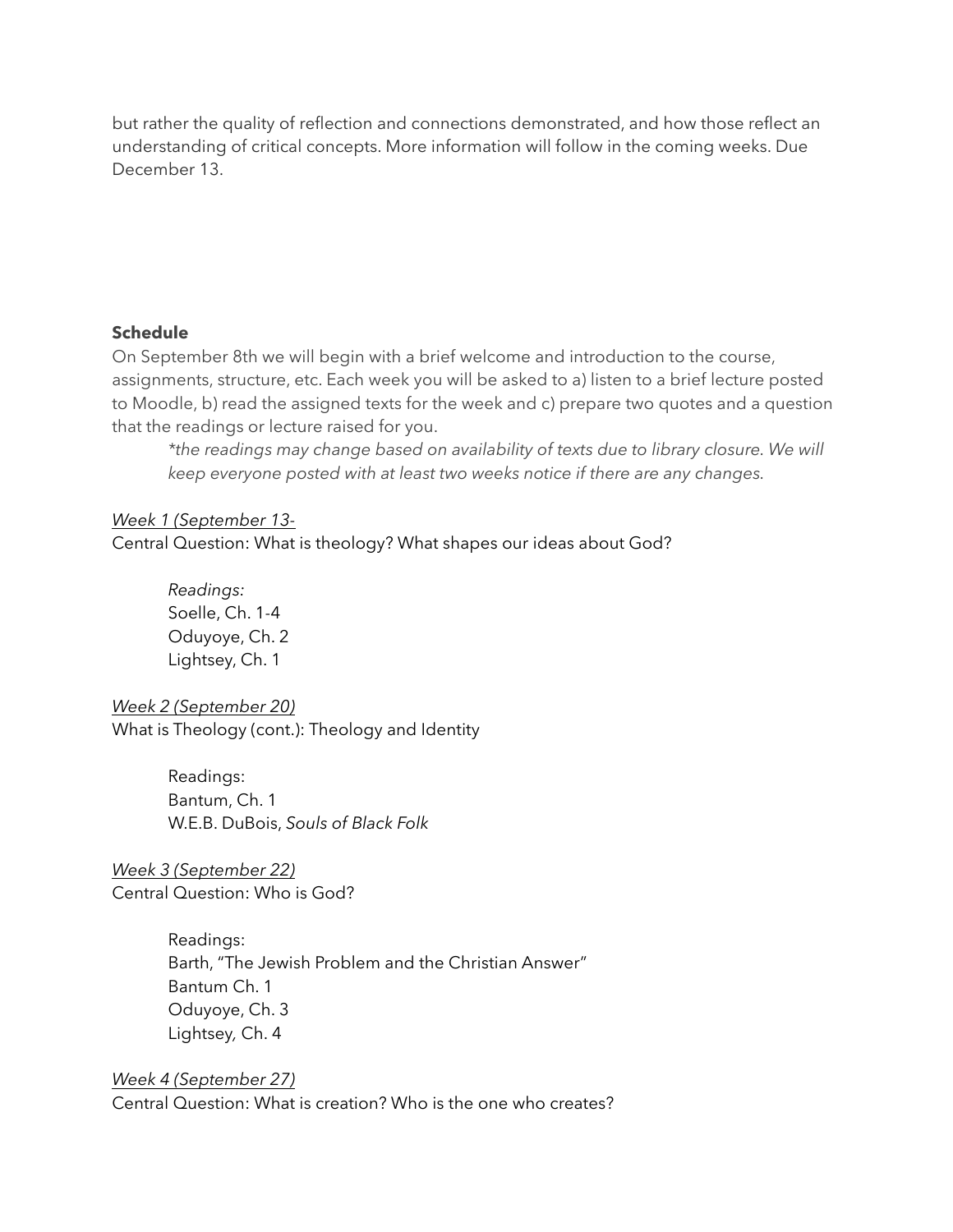but rather the quality of reflection and connections demonstrated, and how those reflect an understanding of critical concepts. More information will follow in the coming weeks. Due December 13.

**Schedule**

On September 8th we will begin with a brief welcome and introduction to the course, assignments, structure, etc. Each week you will be asked to a) listen to a brief lecture posted to Moodle, b) read the assigned texts for the week and c) prepare two quotes and a question that the readings or lecture raised for you.

> **the readings may change based on availability of texts due to library closure. We will keep everyone posted with at least two weeks notice if there are any changes.*

*Week 1 (September 13-*

Central Question: What is theology? What shapes our ideas about God?

> *Readings:*
> Soelle, Ch. 1-4
> Oduyoye, Ch. 2
> Lightsey, Ch. 1

*Week 2 (September 20)*

What is Theology (cont.): Theology and Identity

> Readings:
> Bantum, Ch. 1
> W.E.B. DuBois, *Souls of Black Folk*

*Week 3 (September 22)*

Central Question: Who is God?

> Readings:
> Barth, "The Jewish Problem and the Christian Answer"
> Bantum Ch. 1
> Oduyoye, Ch. 3
> Lightsey, Ch. 4

*Week 4 (September 27)*

Central Question: What is creation? Who is the one who creates?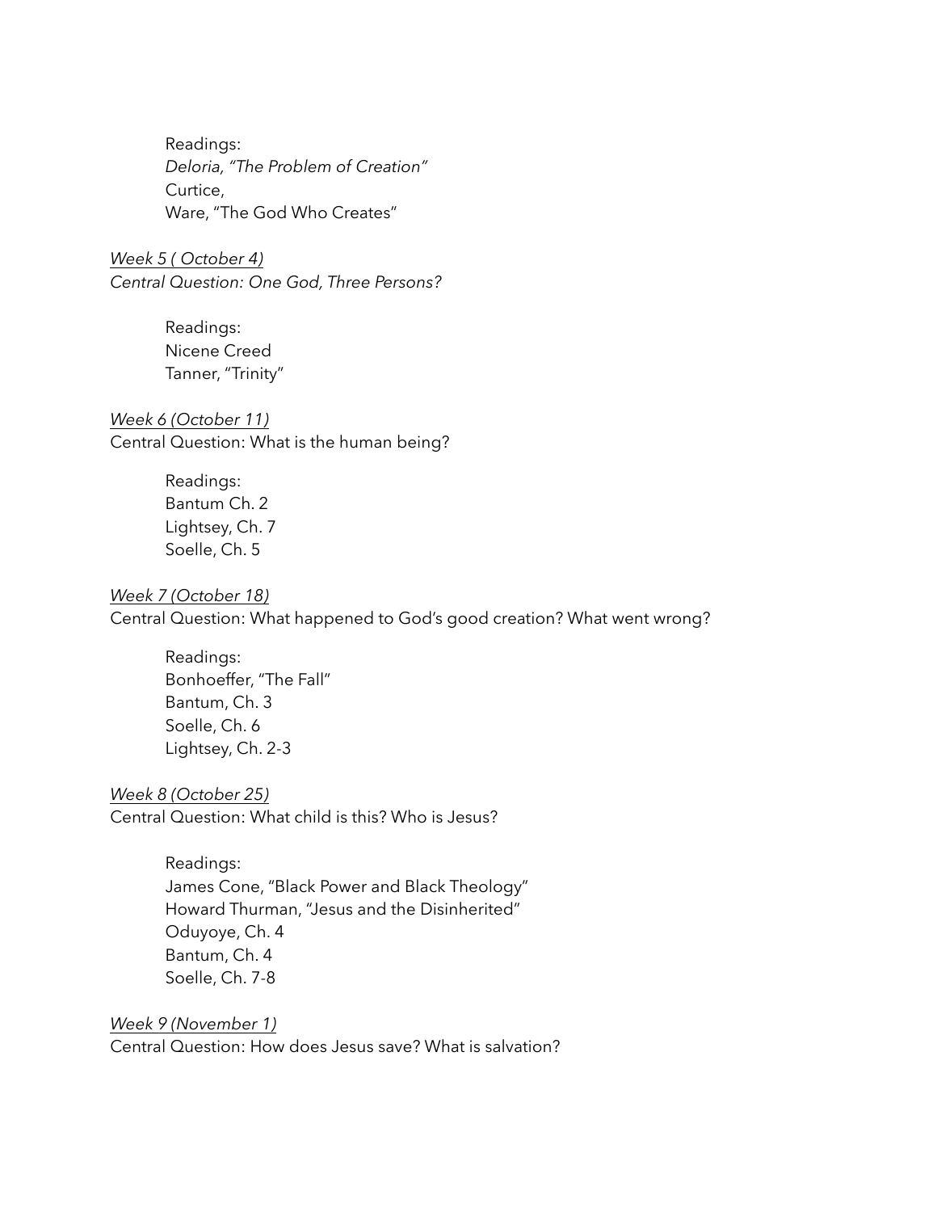Readings:
*Deloria, "The Problem of Creation"*
Curtice,
Ware, "The God Who Creates"

*Week 5 ( October 4)*
*Central Question: One God, Three Persons?*

Readings:
Nicene Creed
Tanner, "Trinity"

*Week 6 (October 11)*
Central Question: What is the human being?

Readings:
Bantum Ch. 2
Lightsey, Ch. 7
Soelle, Ch. 5

*Week 7 (October 18)*
Central Question: What happened to God's good creation? What went wrong?

Readings:
Bonhoeffer, "The Fall"
Bantum, Ch. 3
Soelle, Ch. 6
Lightsey, Ch. 2-3

*Week 8 (October 25)*
Central Question: What child is this? Who is Jesus?

Readings:
James Cone, "Black Power and Black Theology"
Howard Thurman, "Jesus and the Disinherited"
Oduyoye, Ch. 4
Bantum, Ch. 4
Soelle, Ch. 7-8

*Week 9 (November 1)*
Central Question: How does Jesus save? What is salvation?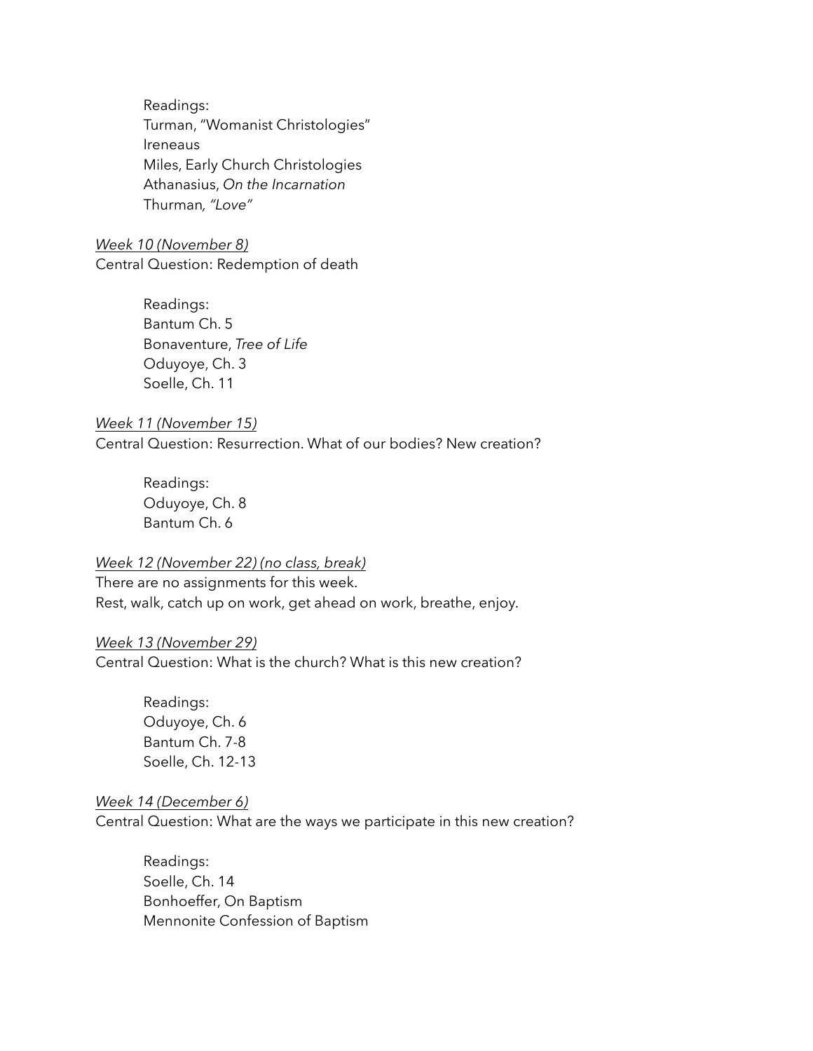Readings:
Turman, "Womanist Christologies"
Ireneaus
Miles, Early Church Christologies
Athanasius, *On the Incarnation*
Thurman*, "Love"*

*Week 10 (November 8)*
Central Question: Redemption of death

Readings:
Bantum Ch. 5
Bonaventure, *Tree of Life*
Oduyoye, Ch. 3
Soelle, Ch. 11

*Week 11 (November 15)*
Central Question: Resurrection. What of our bodies? New creation?

Readings:
Oduyoye, Ch. 8
Bantum Ch. 6

*Week 12 (November 22) (no class, break)*
There are no assignments for this week.
Rest, walk, catch up on work, get ahead on work, breathe, enjoy.

*Week 13 (November 29)*
Central Question: What is the church? What is this new creation?

Readings:
Oduyoye, Ch. 6
Bantum Ch. 7-8
Soelle, Ch. 12-13

*Week 14 (December 6)*
Central Question: What are the ways we participate in this new creation?

Readings:
Soelle, Ch. 14
Bonhoeffer, On Baptism
Mennonite Confession of Baptism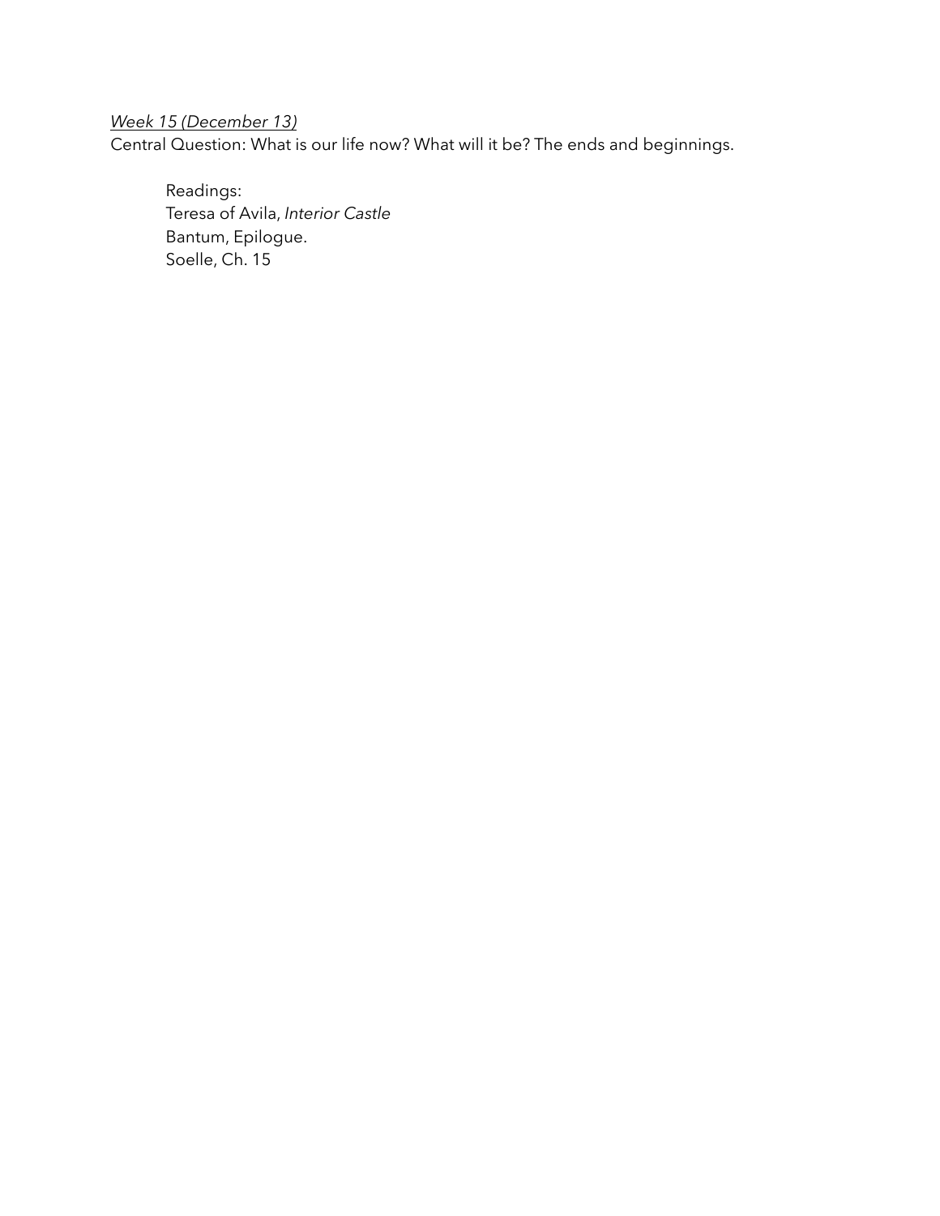*Week 15 (December 13)*
Central Question: What is our life now? What will it be? The ends and beginnings.

Readings:
Teresa of Avila, *Interior Castle*
Bantum, Epilogue.
Soelle, Ch. 15